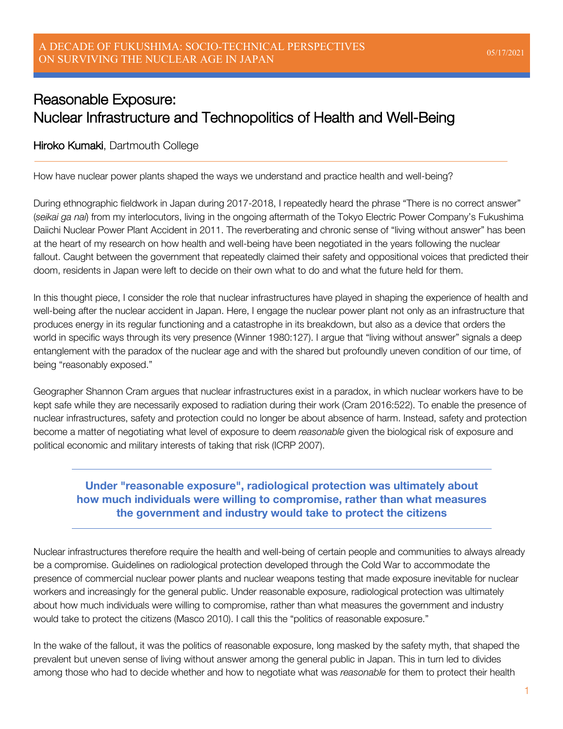A DECADE OF FUKUSHIMA: SOCIO-TECHNICAL PERSPECTIVES ON SURVIVING THE NUCLEAR AGE IN JAPAN

05/17/2021

# Reasonable Exposure: Nuclear Infrastructure and Technopolitics of Health and Well-Being

**Hiroko Kumaki**, Dartmouth College

How have nuclear power plants shaped the ways we understand and practice health and well-being?

During ethnographic fieldwork in Japan during 2017-2018, I repeatedly heard the phrase "There is no correct answer" (*seikai ga nai*) from my interlocutors, living in the ongoing aftermath of the Tokyo Electric Power Company's Fukushima Daiichi Nuclear Power Plant Accident in 2011. The reverberating and chronic sense of "living without answer" has been at the heart of my research on how health and well-being have been negotiated in the years following the nuclear fallout. Caught between the government that repeatedly claimed their safety and oppositional voices that predicted their doom, residents in Japan were left to decide on their own what to do and what the future held for them.

In this thought piece, I consider the role that nuclear infrastructures have played in shaping the experience of health and well-being after the nuclear accident in Japan. Here, I engage the nuclear power plant not only as an infrastructure that produces energy in its regular functioning and a catastrophe in its breakdown, but also as a device that orders the world in specific ways through its very presence (Winner 1980:127). I argue that "living without answer" signals a deep entanglement with the paradox of the nuclear age and with the shared but profoundly uneven condition of our time, of being "reasonably exposed."

Geographer Shannon Cram argues that nuclear infrastructures exist in a paradox, in which nuclear workers have to be kept safe while they are necessarily exposed to radiation during their work (Cram 2016:522). To enable the presence of nuclear infrastructures, safety and protection could no longer be about absence of harm. Instead, safety and protection become a matter of negotiating what level of exposure to deem *reasonable* given the biological risk of exposure and political economic and military interests of taking that risk (ICRP 2007).

> **Under "reasonable exposure", radiological protection was ultimately about how much individuals were willing to compromise, rather than what measures the government and industry would take to protect the citizens**

Nuclear infrastructures therefore require the health and well-being of certain people and communities to always already be a compromise. Guidelines on radiological protection developed through the Cold War to accommodate the presence of commercial nuclear power plants and nuclear weapons testing that made exposure inevitable for nuclear workers and increasingly for the general public. Under reasonable exposure, radiological protection was ultimately about how much individuals were willing to compromise, rather than what measures the government and industry would take to protect the citizens (Masco 2010). I call this the "politics of reasonable exposure."

In the wake of the fallout, it was the politics of reasonable exposure, long masked by the safety myth, that shaped the prevalent but uneven sense of living without answer among the general public in Japan. This in turn led to divides among those who had to decide whether and how to negotiate what was *reasonable* for them to protect their health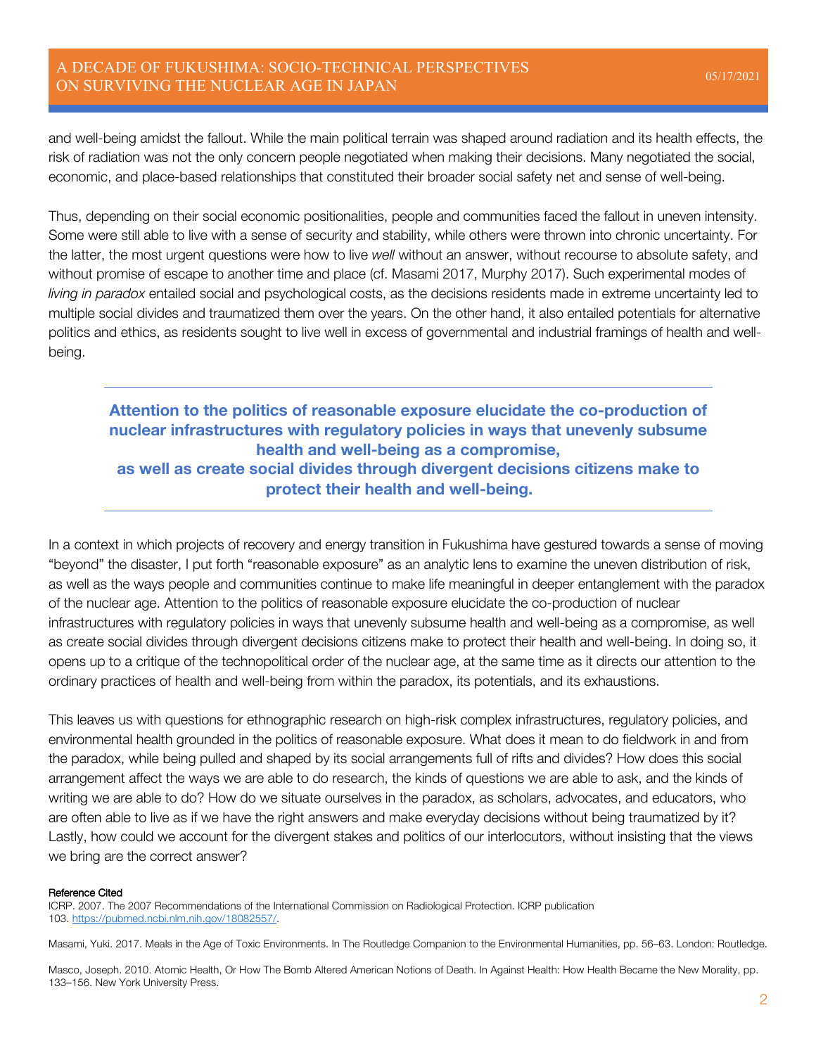and well-being amidst the fallout. While the main political terrain was shaped around radiation and its health effects, the risk of radiation was not the only concern people negotiated when making their decisions. Many negotiated the social, economic, and place-based relationships that constituted their broader social safety net and sense of well-being.

Thus, depending on their social economic positionalities, people and communities faced the fallout in uneven intensity. Some were still able to live with a sense of security and stability, while others were thrown into chronic uncertainty. For the latter, the most urgent questions were how to live *well* without an answer, without recourse to absolute safety, and without promise of escape to another time and place (cf. Masami 2017, Murphy 2017). Such experimental modes of *living in paradox* entailed social and psychological costs, as the decisions residents made in extreme uncertainty led to multiple social divides and traumatized them over the years. On the other hand, it also entailed potentials for alternative politics and ethics, as residents sought to live well in excess of governmental and industrial framings of health and well-being.

---

**Attention to the politics of reasonable exposure elucidate the co-production of nuclear infrastructures with regulatory policies in ways that unevenly subsume health and well-being as a compromise, as well as create social divides through divergent decisions citizens make to protect their health and well-being.**

---

In a context in which projects of recovery and energy transition in Fukushima have gestured towards a sense of moving "beyond" the disaster, I put forth "reasonable exposure" as an analytic lens to examine the uneven distribution of risk, as well as the ways people and communities continue to make life meaningful in deeper entanglement with the paradox of the nuclear age. Attention to the politics of reasonable exposure elucidate the co-production of nuclear infrastructures with regulatory policies in ways that unevenly subsume health and well-being as a compromise, as well as create social divides through divergent decisions citizens make to protect their health and well-being. In doing so, it opens up to a critique of the technopolitical order of the nuclear age, at the same time as it directs our attention to the ordinary practices of health and well-being from within the paradox, its potentials, and its exhaustions.

This leaves us with questions for ethnographic research on high-risk complex infrastructures, regulatory policies, and environmental health grounded in the politics of reasonable exposure. What does it mean to do fieldwork in and from the paradox, while being pulled and shaped by its social arrangements full of rifts and divides? How does this social arrangement affect the ways we are able to do research, the kinds of questions we are able to ask, and the kinds of writing we are able to do? How do we situate ourselves in the paradox, as scholars, advocates, and educators, who are often able to live as if we have the right answers and make everyday decisions without being traumatized by it? Lastly, how could we account for the divergent stakes and politics of our interlocutors, without insisting that the views we bring are the correct answer?

#### Reference Cited

ICRP. 2007. The 2007 Recommendations of the International Commission on Radiological Protection. ICRP publication 103. https://pubmed.ncbi.nlm.nih.gov/18082557/.

Masami, Yuki. 2017. Meals in the Age of Toxic Environments. In The Routledge Companion to the Environmental Humanities, pp. 56–63. London: Routledge.

Masco, Joseph. 2010. Atomic Health, Or How The Bomb Altered American Notions of Death. In Against Health: How Health Became the New Morality, pp. 133–156. New York University Press.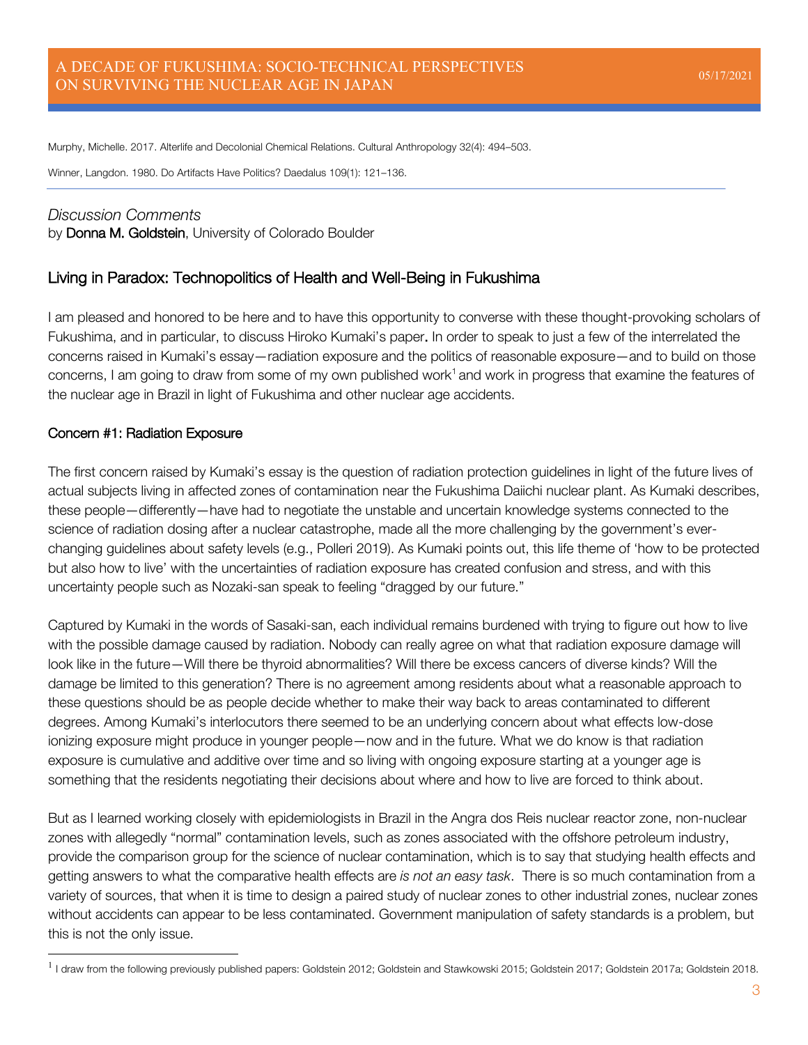Murphy, Michelle. 2017. Alterlife and Decolonial Chemical Relations. Cultural Anthropology 32(4): 494–503.

Winner, Langdon. 1980. Do Artifacts Have Politics? Daedalus 109(1): 121–136.

---

*Discussion Comments*
by **Donna M. Goldstein**, University of Colorado Boulder

## Living in Paradox: Technopolitics of Health and Well-Being in Fukushima

I am pleased and honored to be here and to have this opportunity to converse with these thought-provoking scholars of Fukushima, and in particular, to discuss Hiroko Kumaki's paper**.** In order to speak to just a few of the interrelated the concerns raised in Kumaki's essay—radiation exposure and the politics of reasonable exposure—and to build on those concerns, I am going to draw from some of my own published work[1] and work in progress that examine the features of the nuclear age in Brazil in light of Fukushima and other nuclear age accidents.

### Concern #1: Radiation Exposure

The first concern raised by Kumaki's essay is the question of radiation protection guidelines in light of the future lives of actual subjects living in affected zones of contamination near the Fukushima Daiichi nuclear plant. As Kumaki describes, these people—differently—have had to negotiate the unstable and uncertain knowledge systems connected to the science of radiation dosing after a nuclear catastrophe, made all the more challenging by the government's ever-changing guidelines about safety levels (e.g., Polleri 2019). As Kumaki points out, this life theme of 'how to be protected but also how to live' with the uncertainties of radiation exposure has created confusion and stress, and with this uncertainty people such as Nozaki-san speak to feeling "dragged by our future."

Captured by Kumaki in the words of Sasaki-san, each individual remains burdened with trying to figure out how to live with the possible damage caused by radiation. Nobody can really agree on what that radiation exposure damage will look like in the future—Will there be thyroid abnormalities? Will there be excess cancers of diverse kinds? Will the damage be limited to this generation? There is no agreement among residents about what a reasonable approach to these questions should be as people decide whether to make their way back to areas contaminated to different degrees. Among Kumaki's interlocutors there seemed to be an underlying concern about what effects low-dose ionizing exposure might produce in younger people—now and in the future. What we do know is that radiation exposure is cumulative and additive over time and so living with ongoing exposure starting at a younger age is something that the residents negotiating their decisions about where and how to live are forced to think about.

But as I learned working closely with epidemiologists in Brazil in the Angra dos Reis nuclear reactor zone, non-nuclear zones with allegedly "normal" contamination levels, such as zones associated with the offshore petroleum industry, provide the comparison group for the science of nuclear contamination, which is to say that studying health effects and getting answers to what the comparative health effects are *is not an easy task*. There is so much contamination from a variety of sources, that when it is time to design a paired study of nuclear zones to other industrial zones, nuclear zones without accidents can appear to be less contaminated. Government manipulation of safety standards is a problem, but this is not the only issue.

---

[1] I draw from the following previously published papers: Goldstein 2012; Goldstein and Stawkowski 2015; Goldstein 2017; Goldstein 2017a; Goldstein 2018.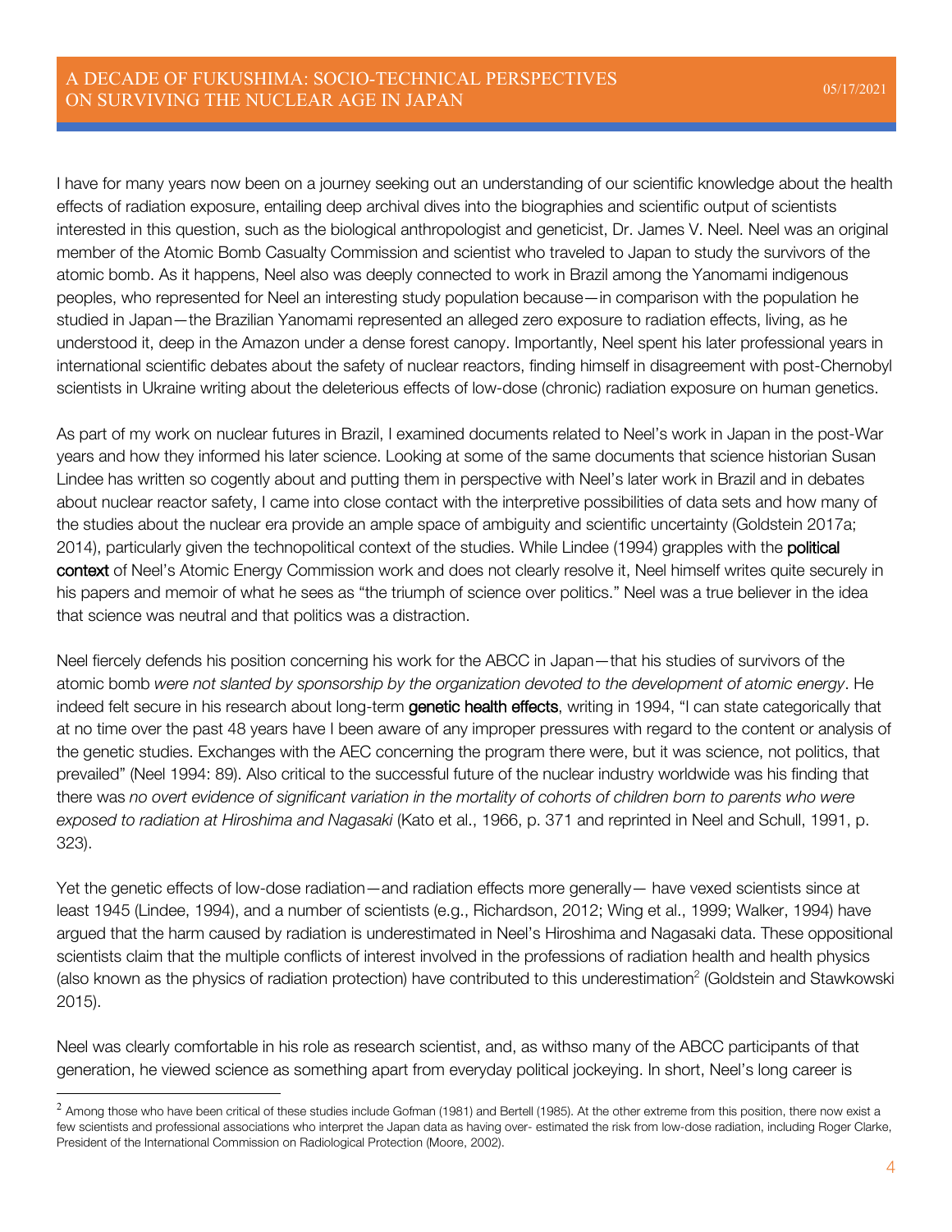I have for many years now been on a journey seeking out an understanding of our scientific knowledge about the health effects of radiation exposure, entailing deep archival dives into the biographies and scientific output of scientists interested in this question, such as the biological anthropologist and geneticist, Dr. James V. Neel. Neel was an original member of the Atomic Bomb Casualty Commission and scientist who traveled to Japan to study the survivors of the atomic bomb. As it happens, Neel also was deeply connected to work in Brazil among the Yanomami indigenous peoples, who represented for Neel an interesting study population because—in comparison with the population he studied in Japan—the Brazilian Yanomami represented an alleged zero exposure to radiation effects, living, as he understood it, deep in the Amazon under a dense forest canopy. Importantly, Neel spent his later professional years in international scientific debates about the safety of nuclear reactors, finding himself in disagreement with post-Chernobyl scientists in Ukraine writing about the deleterious effects of low-dose (chronic) radiation exposure on human genetics.

As part of my work on nuclear futures in Brazil, I examined documents related to Neel's work in Japan in the post-War years and how they informed his later science. Looking at some of the same documents that science historian Susan Lindee has written so cogently about and putting them in perspective with Neel's later work in Brazil and in debates about nuclear reactor safety, I came into close contact with the interpretive possibilities of data sets and how many of the studies about the nuclear era provide an ample space of ambiguity and scientific uncertainty (Goldstein 2017a; 2014), particularly given the technopolitical context of the studies. While Lindee (1994) grapples with the **political context** of Neel's Atomic Energy Commission work and does not clearly resolve it, Neel himself writes quite securely in his papers and memoir of what he sees as "the triumph of science over politics." Neel was a true believer in the idea that science was neutral and that politics was a distraction.

Neel fiercely defends his position concerning his work for the ABCC in Japan—that his studies of survivors of the atomic bomb *were not slanted by sponsorship by the organization devoted to the development of atomic energy*. He indeed felt secure in his research about long-term **genetic health effects**, writing in 1994, "I can state categorically that at no time over the past 48 years have I been aware of any improper pressures with regard to the content or analysis of the genetic studies. Exchanges with the AEC concerning the program there were, but it was science, not politics, that prevailed" (Neel 1994: 89). Also critical to the successful future of the nuclear industry worldwide was his finding that there was *no overt evidence of significant variation in the mortality of cohorts of children born to parents who were exposed to radiation at Hiroshima and Nagasaki* (Kato et al., 1966, p. 371 and reprinted in Neel and Schull, 1991, p. 323).

Yet the genetic effects of low-dose radiation—and radiation effects more generally— have vexed scientists since at least 1945 (Lindee, 1994), and a number of scientists (e.g., Richardson, 2012; Wing et al., 1999; Walker, 1994) have argued that the harm caused by radiation is underestimated in Neel's Hiroshima and Nagasaki data. These oppositional scientists claim that the multiple conflicts of interest involved in the professions of radiation health and health physics (also known as the physics of radiation protection) have contributed to this underestimation[2] (Goldstein and Stawkowski 2015).

Neel was clearly comfortable in his role as research scientist, and, as withso many of the ABCC participants of that generation, he viewed science as something apart from everyday political jockeying. In short, Neel's long career is

[2] Among those who have been critical of these studies include Gofman (1981) and Bertell (1985). At the other extreme from this position, there now exist a few scientists and professional associations who interpret the Japan data as having over- estimated the risk from low-dose radiation, including Roger Clarke, President of the International Commission on Radiological Protection (Moore, 2002).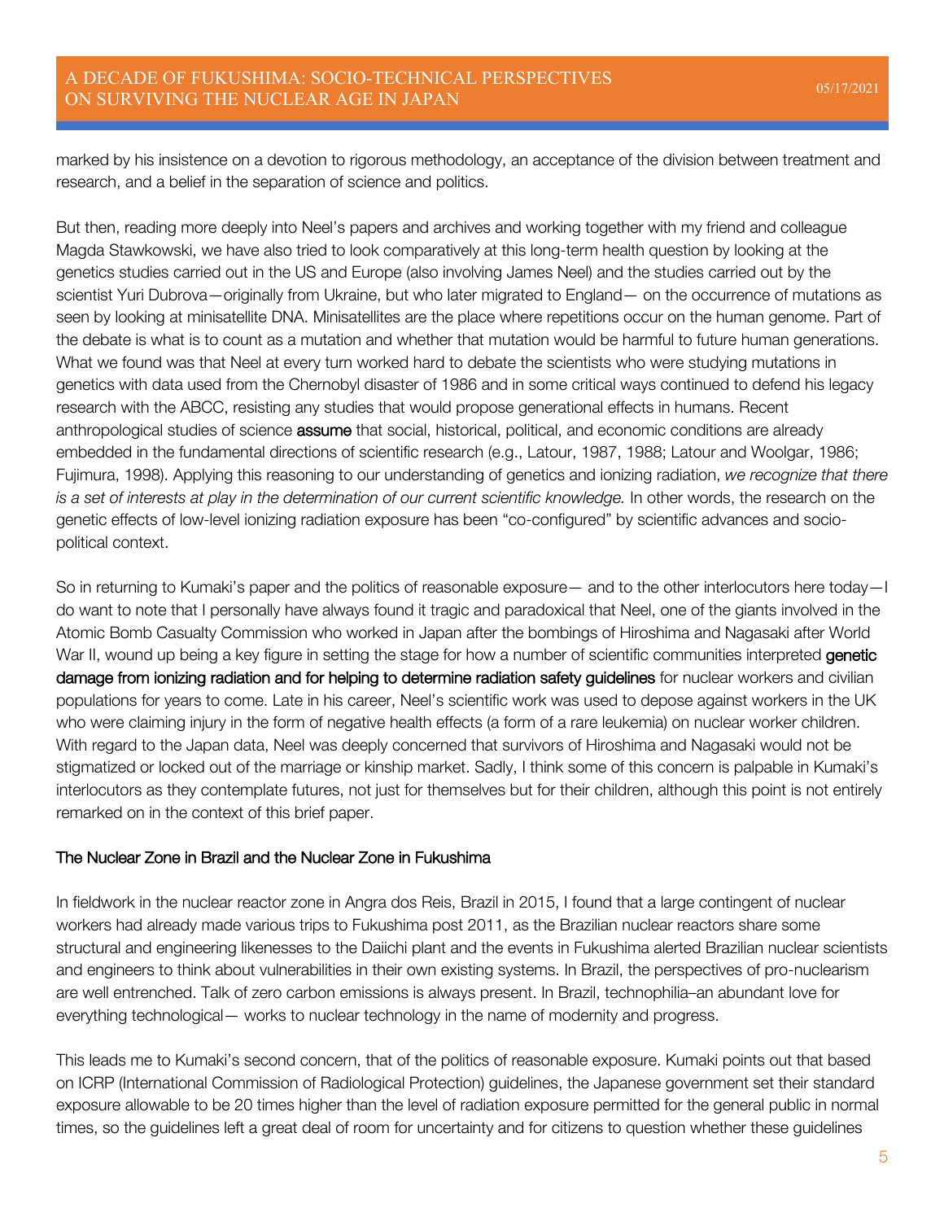marked by his insistence on a devotion to rigorous methodology, an acceptance of the division between treatment and research, and a belief in the separation of science and politics.

But then, reading more deeply into Neel's papers and archives and working together with my friend and colleague Magda Stawkowski, we have also tried to look comparatively at this long-term health question by looking at the genetics studies carried out in the US and Europe (also involving James Neel) and the studies carried out by the scientist Yuri Dubrova—originally from Ukraine, but who later migrated to England— on the occurrence of mutations as seen by looking at minisatellite DNA. Minisatellites are the place where repetitions occur on the human genome. Part of the debate is what is to count as a mutation and whether that mutation would be harmful to future human generations. What we found was that Neel at every turn worked hard to debate the scientists who were studying mutations in genetics with data used from the Chernobyl disaster of 1986 and in some critical ways continued to defend his legacy research with the ABCC, resisting any studies that would propose generational effects in humans. Recent anthropological studies of science **assume** that social, historical, political, and economic conditions are already embedded in the fundamental directions of scientific research (e.g., Latour, 1987, 1988; Latour and Woolgar, 1986; Fujimura, 1998). Applying this reasoning to our understanding of genetics and ionizing radiation, *we recognize that there is a set of interests at play in the determination of our current scientific knowledge.* In other words, the research on the genetic effects of low-level ionizing radiation exposure has been "co-configured" by scientific advances and socio-political context.

So in returning to Kumaki's paper and the politics of reasonable exposure— and to the other interlocutors here today—I do want to note that I personally have always found it tragic and paradoxical that Neel, one of the giants involved in the Atomic Bomb Casualty Commission who worked in Japan after the bombings of Hiroshima and Nagasaki after World War II, wound up being a key figure in setting the stage for how a number of scientific communities interpreted genetic damage from ionizing radiation and for helping to determine radiation safety guidelines for nuclear workers and civilian populations for years to come. Late in his career, Neel's scientific work was used to depose against workers in the UK who were claiming injury in the form of negative health effects (a form of a rare leukemia) on nuclear worker children. With regard to the Japan data, Neel was deeply concerned that survivors of Hiroshima and Nagasaki would not be stigmatized or locked out of the marriage or kinship market. Sadly, I think some of this concern is palpable in Kumaki's interlocutors as they contemplate futures, not just for themselves but for their children, although this point is not entirely remarked on in the context of this brief paper.

## The Nuclear Zone in Brazil and the Nuclear Zone in Fukushima

In fieldwork in the nuclear reactor zone in Angra dos Reis, Brazil in 2015, I found that a large contingent of nuclear workers had already made various trips to Fukushima post 2011, as the Brazilian nuclear reactors share some structural and engineering likenesses to the Daiichi plant and the events in Fukushima alerted Brazilian nuclear scientists and engineers to think about vulnerabilities in their own existing systems. In Brazil, the perspectives of pro-nuclearism are well entrenched. Talk of zero carbon emissions is always present. In Brazil, technophilia–an abundant love for everything technological— works to nuclear technology in the name of modernity and progress.

This leads me to Kumaki's second concern, that of the politics of reasonable exposure. Kumaki points out that based on ICRP (International Commission of Radiological Protection) guidelines, the Japanese government set their standard exposure allowable to be 20 times higher than the level of radiation exposure permitted for the general public in normal times, so the guidelines left a great deal of room for uncertainty and for citizens to question whether these guidelines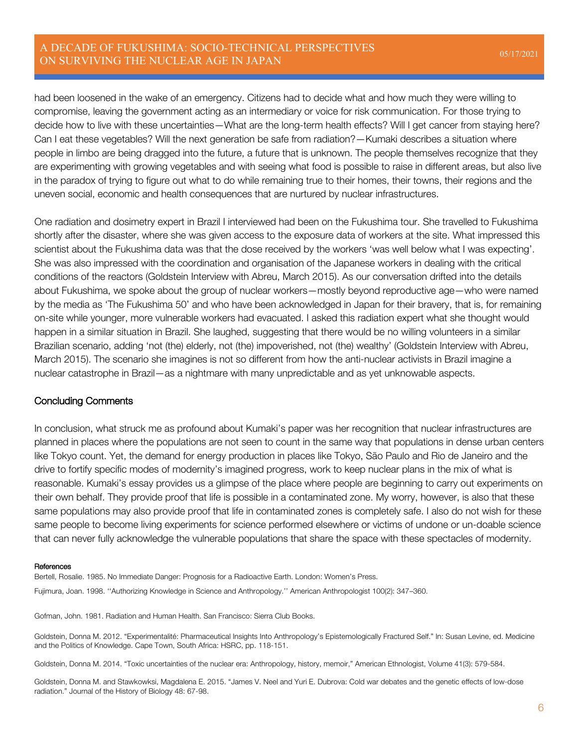had been loosened in the wake of an emergency. Citizens had to decide what and how much they were willing to compromise, leaving the government acting as an intermediary or voice for risk communication. For those trying to decide how to live with these uncertainties—What are the long-term health effects? Will I get cancer from staying here? Can I eat these vegetables? Will the next generation be safe from radiation?—Kumaki describes a situation where people in limbo are being dragged into the future, a future that is unknown. The people themselves recognize that they are experimenting with growing vegetables and with seeing what food is possible to raise in different areas, but also live in the paradox of trying to figure out what to do while remaining true to their homes, their towns, their regions and the uneven social, economic and health consequences that are nurtured by nuclear infrastructures.

One radiation and dosimetry expert in Brazil I interviewed had been on the Fukushima tour. She travelled to Fukushima shortly after the disaster, where she was given access to the exposure data of workers at the site. What impressed this scientist about the Fukushima data was that the dose received by the workers 'was well below what I was expecting'. She was also impressed with the coordination and organisation of the Japanese workers in dealing with the critical conditions of the reactors (Goldstein Interview with Abreu, March 2015). As our conversation drifted into the details about Fukushima, we spoke about the group of nuclear workers—mostly beyond reproductive age—who were named by the media as 'The Fukushima 50' and who have been acknowledged in Japan for their bravery, that is, for remaining on-site while younger, more vulnerable workers had evacuated. I asked this radiation expert what she thought would happen in a similar situation in Brazil. She laughed, suggesting that there would be no willing volunteers in a similar Brazilian scenario, adding 'not (the) elderly, not (the) impoverished, not (the) wealthy' (Goldstein Interview with Abreu, March 2015). The scenario she imagines is not so different from how the anti-nuclear activists in Brazil imagine a nuclear catastrophe in Brazil—as a nightmare with many unpredictable and as yet unknowable aspects.

## Concluding Comments

In conclusion, what struck me as profound about Kumaki's paper was her recognition that nuclear infrastructures are planned in places where the populations are not seen to count in the same way that populations in dense urban centers like Tokyo count. Yet, the demand for energy production in places like Tokyo, São Paulo and Rio de Janeiro and the drive to fortify specific modes of modernity's imagined progress, work to keep nuclear plans in the mix of what is reasonable. Kumaki's essay provides us a glimpse of the place where people are beginning to carry out experiments on their own behalf. They provide proof that life is possible in a contaminated zone. My worry, however, is also that these same populations may also provide proof that life in contaminated zones is completely safe. I also do not wish for these same people to become living experiments for science performed elsewhere or victims of undone or un-doable science that can never fully acknowledge the vulnerable populations that share the space with these spectacles of modernity.

#### References

Bertell, Rosalie. 1985. No Immediate Danger: Prognosis for a Radioactive Earth. London: Women's Press.

Fujimura, Joan. 1998. ''Authorizing Knowledge in Science and Anthropology.'' American Anthropologist 100(2): 347–360.

Gofman, John. 1981. Radiation and Human Health. San Francisco: Sierra Club Books.

Goldstein, Donna M. 2012. "Experimentalité: Pharmaceutical Insights Into Anthropology's Epistemologically Fractured Self." In: Susan Levine, ed. Medicine and the Politics of Knowledge. Cape Town, South Africa: HSRC, pp. 118-151.

Goldstein, Donna M. 2014. "Toxic uncertainties of the nuclear era: Anthropology, history, memoir," American Ethnologist, Volume 41(3): 579-584.

Goldstein, Donna M. and Stawkowksi, Magdalena E. 2015. "James V. Neel and Yuri E. Dubrova: Cold war debates and the genetic effects of low-dose radiation." Journal of the History of Biology 48: 67-98.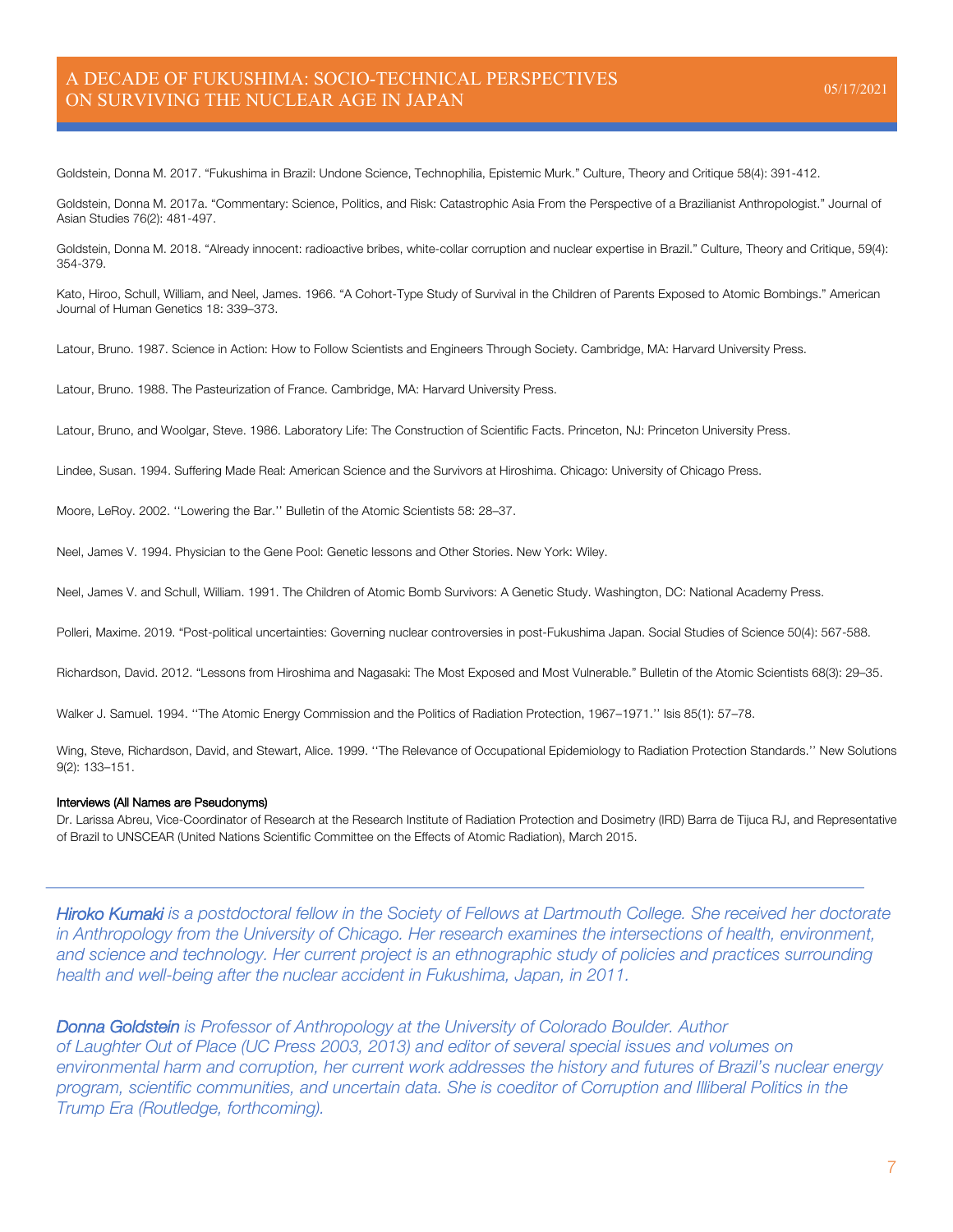Goldstein, Donna M. 2017. “Fukushima in Brazil: Undone Science, Technophilia, Epistemic Murk.” Culture, Theory and Critique 58(4): 391-412.

Goldstein, Donna M. 2017a. “Commentary: Science, Politics, and Risk: Catastrophic Asia From the Perspective of a Brazilianist Anthropologist.” Journal of Asian Studies 76(2): 481-497.

Goldstein, Donna M. 2018. “Already innocent: radioactive bribes, white-collar corruption and nuclear expertise in Brazil.” Culture, Theory and Critique, 59(4): 354-379.

Kato, Hiroo, Schull, William, and Neel, James. 1966. “A Cohort-Type Study of Survival in the Children of Parents Exposed to Atomic Bombings.” American Journal of Human Genetics 18: 339–373.

Latour, Bruno. 1987. Science in Action: How to Follow Scientists and Engineers Through Society. Cambridge, MA: Harvard University Press.

Latour, Bruno. 1988. The Pasteurization of France. Cambridge, MA: Harvard University Press.

Latour, Bruno, and Woolgar, Steve. 1986. Laboratory Life: The Construction of Scientific Facts. Princeton, NJ: Princeton University Press.

Lindee, Susan. 1994. Suffering Made Real: American Science and the Survivors at Hiroshima. Chicago: University of Chicago Press.

Moore, LeRoy. 2002. ‘‘Lowering the Bar.’’ Bulletin of the Atomic Scientists 58: 28–37.

Neel, James V. 1994. Physician to the Gene Pool: Genetic lessons and Other Stories. New York: Wiley.

Neel, James V. and Schull, William. 1991. The Children of Atomic Bomb Survivors: A Genetic Study. Washington, DC: National Academy Press.

Polleri, Maxime. 2019. “Post-political uncertainties: Governing nuclear controversies in post-Fukushima Japan. Social Studies of Science 50(4): 567-588.

Richardson, David. 2012. “Lessons from Hiroshima and Nagasaki: The Most Exposed and Most Vulnerable.” Bulletin of the Atomic Scientists 68(3): 29–35.

Walker J. Samuel. 1994. ‘‘The Atomic Energy Commission and the Politics of Radiation Protection, 1967–1971.’’ Isis 85(1): 57–78.

Wing, Steve, Richardson, David, and Stewart, Alice. 1999. ‘‘The Relevance of Occupational Epidemiology to Radiation Protection Standards.’’ New Solutions 9(2): 133–151.

**Interviews (All Names are Pseudonyms)**

Dr. Larissa Abreu, Vice-Coordinator of Research at the Research Institute of Radiation Protection and Dosimetry (IRD) Barra de Tijuca RJ, and Representative of Brazil to UNSCEAR (United Nations Scientific Committee on the Effects of Atomic Radiation), March 2015.

---

*Hiroko Kumaki is a postdoctoral fellow in the Society of Fellows at Dartmouth College. She received her doctorate in Anthropology from the University of Chicago. Her research examines the intersections of health, environment, and science and technology. Her current project is an ethnographic study of policies and practices surrounding health and well-being after the nuclear accident in Fukushima, Japan, in 2011.*

*Donna Goldstein is Professor of Anthropology at the University of Colorado Boulder. Author of Laughter Out of Place (UC Press 2003, 2013) and editor of several special issues and volumes on environmental harm and corruption, her current work addresses the history and futures of Brazil's nuclear energy program, scientific communities, and uncertain data. She is coeditor of Corruption and Illiberal Politics in the Trump Era (Routledge, forthcoming).*